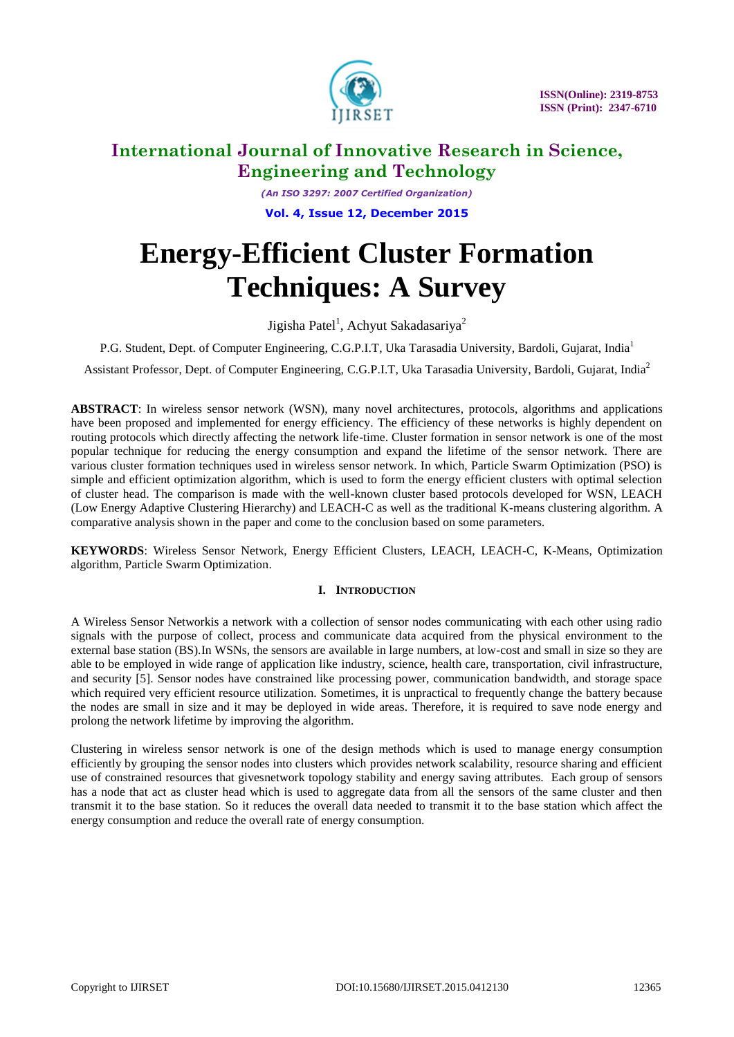# Energy-Efficient Cluster Formation Techniques: A Survey

Jigisha Patel[1], Achyut Sakadasariya[2]

P.G. Student, Dept. of Computer Engineering, C.G.P.I.T, Uka Tarasadia University, Bardoli, Gujarat, India[1]

Assistant Professor, Dept. of Computer Engineering, C.G.P.I.T, Uka Tarasadia University, Bardoli, Gujarat, India[2]

**ABSTRACT**: In wireless sensor network (WSN), many novel architectures, protocols, algorithms and applications have been proposed and implemented for energy efficiency. The efficiency of these networks is highly dependent on routing protocols which directly affecting the network life-time. Cluster formation in sensor network is one of the most popular technique for reducing the energy consumption and expand the lifetime of the sensor network. There are various cluster formation techniques used in wireless sensor network. In which, Particle Swarm Optimization (PSO) is simple and efficient optimization algorithm, which is used to form the energy efficient clusters with optimal selection of cluster head. The comparison is made with the well-known cluster based protocols developed for WSN, LEACH (Low Energy Adaptive Clustering Hierarchy) and LEACH-C as well as the traditional K-means clustering algorithm. A comparative analysis shown in the paper and come to the conclusion based on some parameters.

**KEYWORDS**: Wireless Sensor Network, Energy Efficient Clusters, LEACH, LEACH-C, K-Means, Optimization algorithm, Particle Swarm Optimization.

## I. INTRODUCTION

A Wireless Sensor Networkis a network with a collection of sensor nodes communicating with each other using radio signals with the purpose of collect, process and communicate data acquired from the physical environment to the external base station (BS).In WSNs, the sensors are available in large numbers, at low-cost and small in size so they are able to be employed in wide range of application like industry, science, health care, transportation, civil infrastructure, and security [5]. Sensor nodes have constrained like processing power, communication bandwidth, and storage space which required very efficient resource utilization. Sometimes, it is unpractical to frequently change the battery because the nodes are small in size and it may be deployed in wide areas. Therefore, it is required to save node energy and prolong the network lifetime by improving the algorithm.

Clustering in wireless sensor network is one of the design methods which is used to manage energy consumption efficiently by grouping the sensor nodes into clusters which provides network scalability, resource sharing and efficient use of constrained resources that givesnetwork topology stability and energy saving attributes. Each group of sensors has a node that act as cluster head which is used to aggregate data from all the sensors of the same cluster and then transmit it to the base station. So it reduces the overall data needed to transmit it to the base station which affect the energy consumption and reduce the overall rate of energy consumption.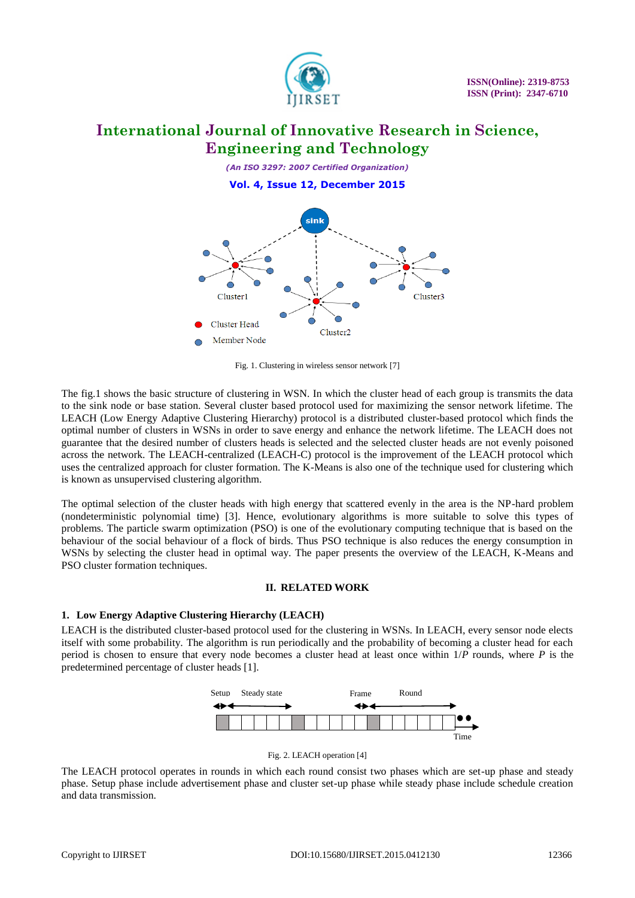Fig. 1. Clustering in wireless sensor network [7]

The fig.1 shows the basic structure of clustering in WSN. In which the cluster head of each group is transmits the data to the sink node or base station. Several cluster based protocol used for maximizing the sensor network lifetime. The LEACH (Low Energy Adaptive Clustering Hierarchy) protocol is a distributed cluster-based protocol which finds the optimal number of clusters in WSNs in order to save energy and enhance the network lifetime. The LEACH does not guarantee that the desired number of clusters heads is selected and the selected cluster heads are not evenly poisoned across the network. The LEACH-centralized (LEACH-C) protocol is the improvement of the LEACH protocol which uses the centralized approach for cluster formation. The K-Means is also one of the technique used for clustering which is known as unsupervised clustering algorithm.

The optimal selection of the cluster heads with high energy that scattered evenly in the area is the NP-hard problem (nondeterministic polynomial time) [3]. Hence, evolutionary algorithms is more suitable to solve this types of problems. The particle swarm optimization (PSO) is one of the evolutionary computing technique that is based on the behaviour of the social behaviour of a flock of birds. Thus PSO technique is also reduces the energy consumption in WSNs by selecting the cluster head in optimal way. The paper presents the overview of the LEACH, K-Means and PSO cluster formation techniques.

## II. RELATED WORK

### 1. Low Energy Adaptive Clustering Hierarchy (LEACH)

LEACH is the distributed cluster-based protocol used for the clustering in WSNs. In LEACH, every sensor node elects itself with some probability. The algorithm is run periodically and the probability of becoming a cluster head for each period is chosen to ensure that every node becomes a cluster head at least once within $1/P$ rounds, where $P$ is the predetermined percentage of cluster heads [1].

Fig. 2. LEACH operation [4]

The LEACH protocol operates in rounds in which each round consist two phases which are set-up phase and steady phase. Setup phase include advertisement phase and cluster set-up phase while steady phase include schedule creation and data transmission.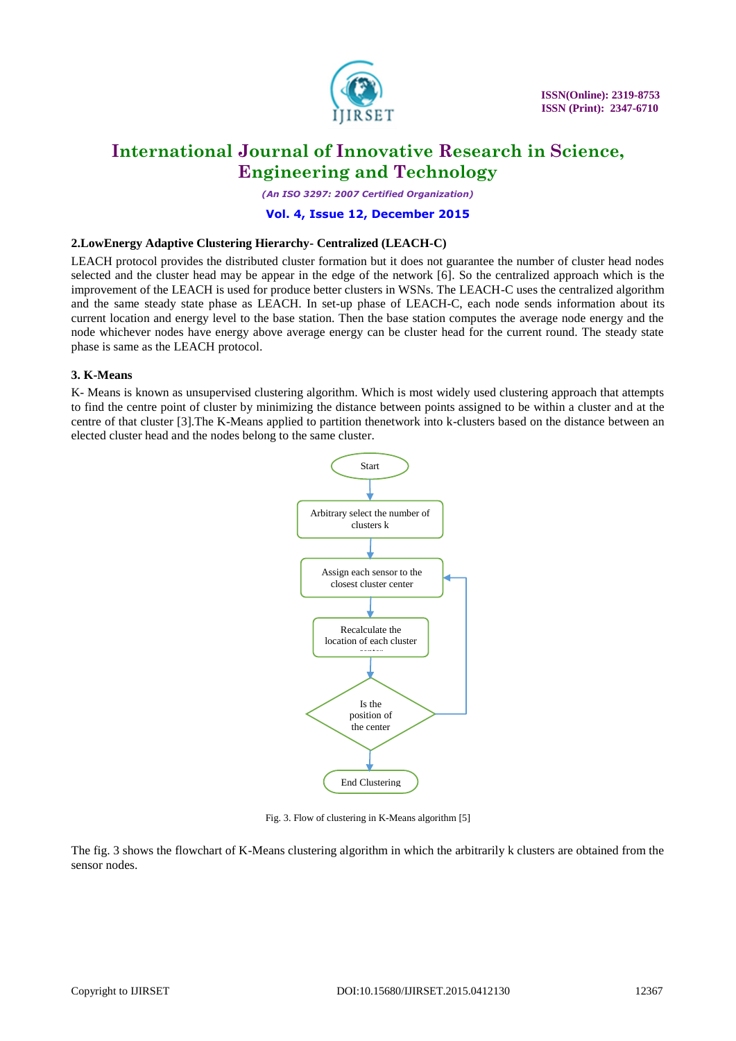### 2.LowEnergy Adaptive Clustering Hierarchy- Centralized (LEACH-C)

LEACH protocol provides the distributed cluster formation but it does not guarantee the number of cluster head nodes selected and the cluster head may be appear in the edge of the network [6]. So the centralized approach which is the improvement of the LEACH is used for produce better clusters in WSNs. The LEACH-C uses the centralized algorithm and the same steady state phase as LEACH. In set-up phase of LEACH-C, each node sends information about its current location and energy level to the base station. Then the base station computes the average node energy and the node whichever nodes have energy above average energy can be cluster head for the current round. The steady state phase is same as the LEACH protocol.

### 3. K-Means

K- Means is known as unsupervised clustering algorithm. Which is most widely used clustering approach that attempts to find the centre point of cluster by minimizing the distance between points assigned to be within a cluster and at the centre of that cluster [3].The K-Means applied to partition thenetwork into k-clusters based on the distance between an elected cluster head and the nodes belong to the same cluster.

Start

Arbitrary select the number of clusters k

Assign each sensor to the closest cluster center

Recalculate the location of each cluster center

Is the position of the center

End Clustering

Fig. 3. Flow of clustering in K-Means algorithm [5]

The fig. 3 shows the flowchart of K-Means clustering algorithm in which the arbitrarily k clusters are obtained from the sensor nodes.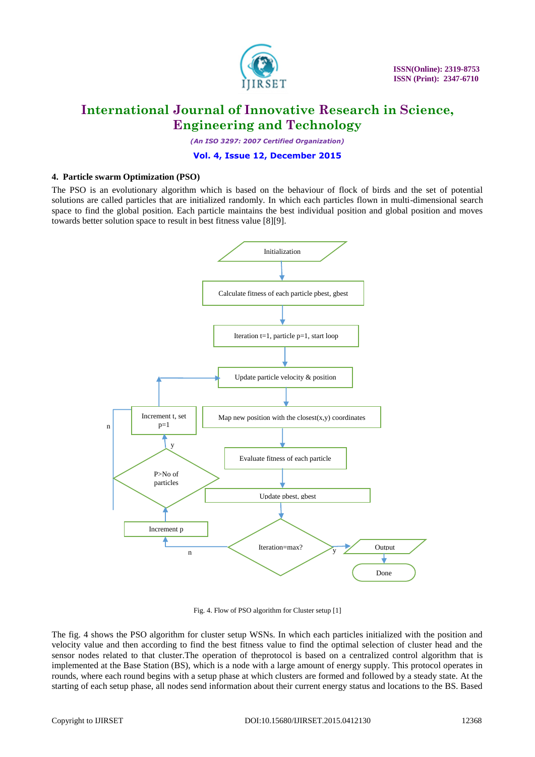### 4. Particle swarm Optimization (PSO)

The PSO is an evolutionary algorithm which is based on the behaviour of flock of birds and the set of potential solutions are called particles that are initialized randomly. In which each particles flown in multi-dimensional search space to find the global position. Each particle maintains the best individual position and global position and moves towards better solution space to result in best fitness value [8][9].

Fig. 4. Flow of PSO algorithm for Cluster setup [1]

The fig. 4 shows the PSO algorithm for cluster setup WSNs. In which each particles initialized with the position and velocity value and then according to find the best fitness value to find the optimal selection of cluster head and the sensor nodes related to that cluster.The operation of theprotocol is based on a centralized control algorithm that is implemented at the Base Station (BS), which is a node with a large amount of energy supply. This protocol operates in rounds, where each round begins with a setup phase at which clusters are formed and followed by a steady state. At the starting of each setup phase, all nodes send information about their current energy status and locations to the BS. Based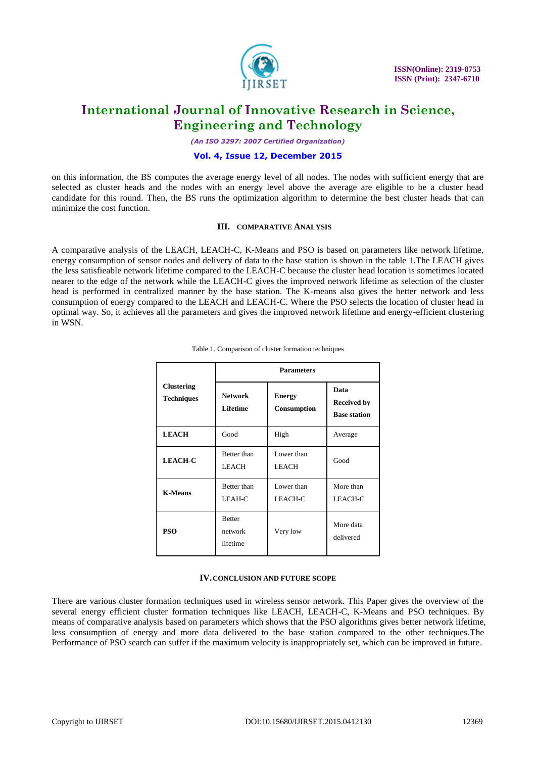on this information, the BS computes the average energy level of all nodes. The nodes with sufficient energy that are selected as cluster heads and the nodes with an energy level above the average are eligible to be a cluster head candidate for this round. Then, the BS runs the optimization algorithm to determine the best cluster heads that can minimize the cost function.

## III. COMPARATIVE ANALYSIS

A comparative analysis of the LEACH, LEACH-C, K-Means and PSO is based on parameters like network lifetime, energy consumption of sensor nodes and delivery of data to the base station is shown in the table 1.The LEACH gives the less satisfieable network lifetime compared to the LEACH-C because the cluster head location is sometimes located nearer to the edge of the network while the LEACH-C gives the improved network lifetime as selection of the cluster head is performed in centralized manner by the base station. The K-means also gives the better network and less consumption of energy compared to the LEACH and LEACH-C. Where the PSO selects the location of cluster head in optimal way. So, it achieves all the parameters and gives the improved network lifetime and energy-efficient clustering in WSN.

Table 1. Comparison of cluster formation techniques

| **Clustering Techniques** | **Parameters** | | |
|---|---|---|---|
| | **Network Lifetime** | **Energy Consumption** | **Data Received by Base station** |
| **LEACH** | Good | High | Average |
| **LEACH-C** | Better than LEACH | Lower than LEACH | Good |
| **K-Means** | Better than LEAH-C | Lower than LEACH-C | More than LEACH-C |
| **PSO** | Better network lifetime | Very low | More data delivered |

## IV. CONCLUSION AND FUTURE SCOPE

There are various cluster formation techniques used in wireless sensor network. This Paper gives the overview of the several energy efficient cluster formation techniques like LEACH, LEACH-C, K-Means and PSO techniques. By means of comparative analysis based on parameters which shows that the PSO algorithms gives better network lifetime, less consumption of energy and more data delivered to the base station compared to the other techniques.The Performance of PSO search can suffer if the maximum velocity is inappropriately set, which can be improved in future.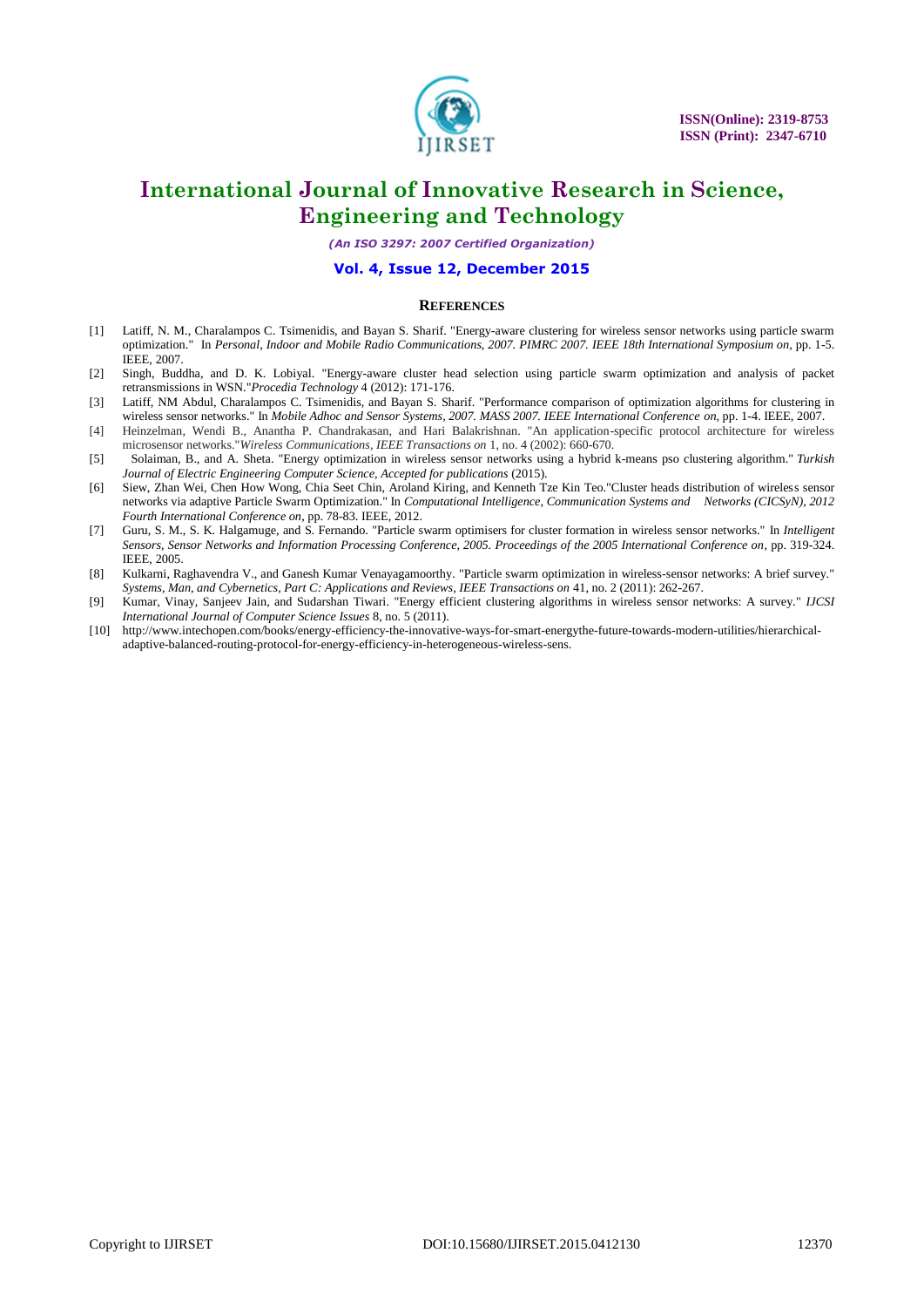## REFERENCES

[1] Latiff, N. M., Charalampos C. Tsimenidis, and Bayan S. Sharif. "Energy-aware clustering for wireless sensor networks using particle swarm optimization." In *Personal, Indoor and Mobile Radio Communications, 2007. PIMRC 2007. IEEE 18th International Symposium on*, pp. 1-5. IEEE, 2007.

[2] Singh, Buddha, and D. K. Lobiyal. "Energy-aware cluster head selection using particle swarm optimization and analysis of packet retransmissions in WSN."*Procedia Technology* 4 (2012): 171-176.

[3] Latiff, NM Abdul, Charalampos C. Tsimenidis, and Bayan S. Sharif. "Performance comparison of optimization algorithms for clustering in wireless sensor networks." In *Mobile Adhoc and Sensor Systems, 2007. MASS 2007. IEEE International Conference on*, pp. 1-4. IEEE, 2007.

[4] Heinzelman, Wendi B., Anantha P. Chandrakasan, and Hari Balakrishnan. "An application-specific protocol architecture for wireless microsensor networks."*Wireless Communications, IEEE Transactions on* 1, no. 4 (2002): 660-670.

[5] Solaiman, B., and A. Sheta. "Energy optimization in wireless sensor networks using a hybrid k-means pso clustering algorithm." *Turkish Journal of Electric Engineering Computer Science, Accepted for publications* (2015).

[6] Siew, Zhan Wei, Chen How Wong, Chia Seet Chin, Aroland Kiring, and Kenneth Tze Kin Teo."Cluster heads distribution of wireless sensor networks via adaptive Particle Swarm Optimization." In *Computational Intelligence, Communication Systems and Networks (CICSyN), 2012 Fourth International Conference on*, pp. 78-83. IEEE, 2012.

[7] Guru, S. M., S. K. Halgamuge, and S. Fernando. "Particle swarm optimisers for cluster formation in wireless sensor networks." In *Intelligent Sensors, Sensor Networks and Information Processing Conference, 2005. Proceedings of the 2005 International Conference on*, pp. 319-324. IEEE, 2005.

[8] Kulkarni, Raghavendra V., and Ganesh Kumar Venayagamoorthy. "Particle swarm optimization in wireless-sensor networks: A brief survey." *Systems, Man, and Cybernetics, Part C: Applications and Reviews, IEEE Transactions on* 41, no. 2 (2011): 262-267.

[9] Kumar, Vinay, Sanjeev Jain, and Sudarshan Tiwari. "Energy efficient clustering algorithms in wireless sensor networks: A survey." *IJCSI International Journal of Computer Science Issues* 8, no. 5 (2011).

[10] http://www.intechopen.com/books/energy-efficiency-the-innovative-ways-for-smart-energythe-future-towards-modern-utilities/hierarchical-adaptive-balanced-routing-protocol-for-energy-efficiency-in-heterogeneous-wireless-sens.